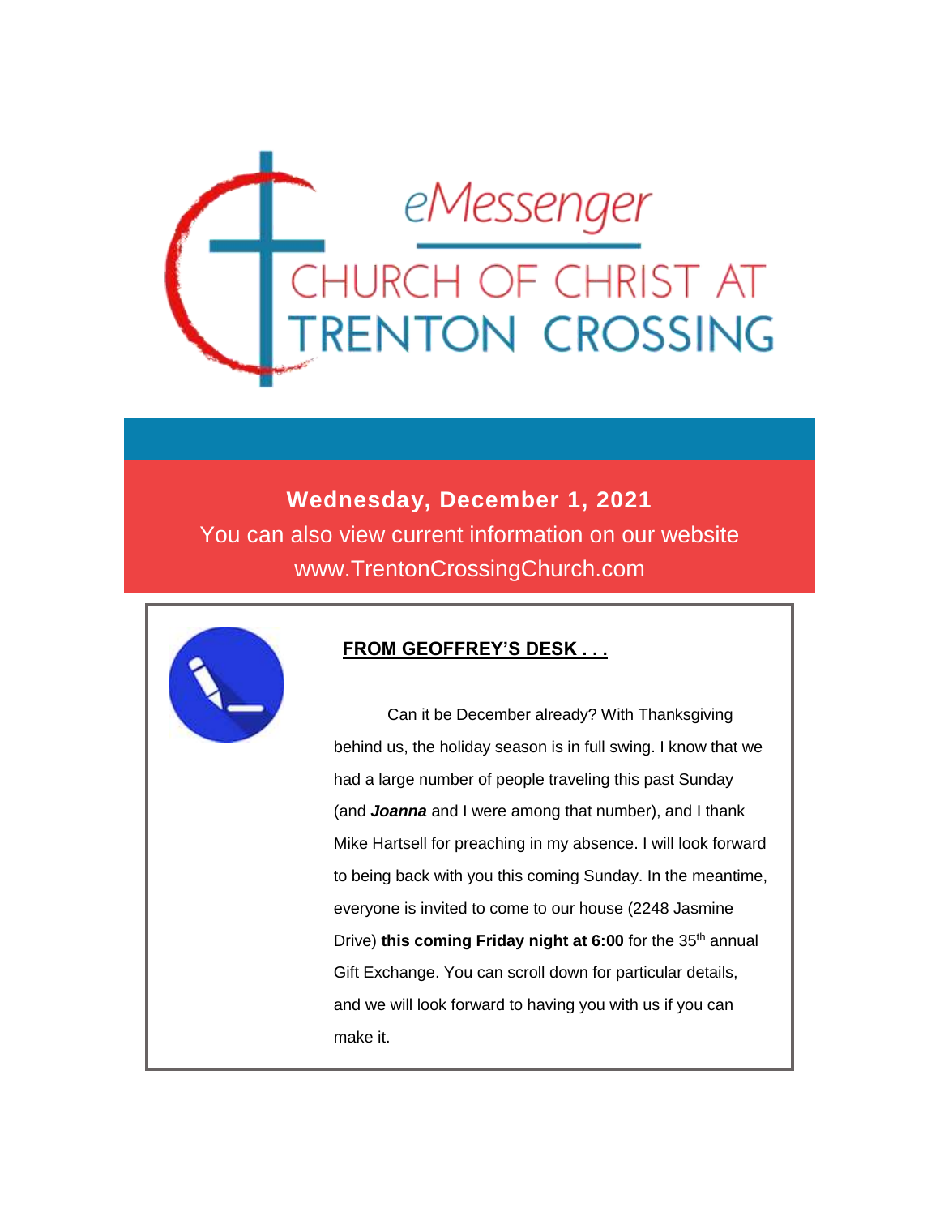# eMessenger

## CHURCH OF CHRIST AT TRENTON CROSSING

**Wednesday, December 1, 2021**

You can also view current information on our website www.TrentonCrossingChurch.com

## FROM GEOFFREY'S DESK . . .

Can it be December already? With Thanksgiving behind us, the holiday season is in full swing. I know that we had a large number of people traveling this past Sunday (and ***Joanna*** and I were among that number), and I thank Mike Hartsell for preaching in my absence. I will look forward to being back with you this coming Sunday. In the meantime, everyone is invited to come to our house (2248 Jasmine Drive) **this coming Friday night at 6:00** for the 35th annual Gift Exchange. You can scroll down for particular details, and we will look forward to having you with us if you can make it.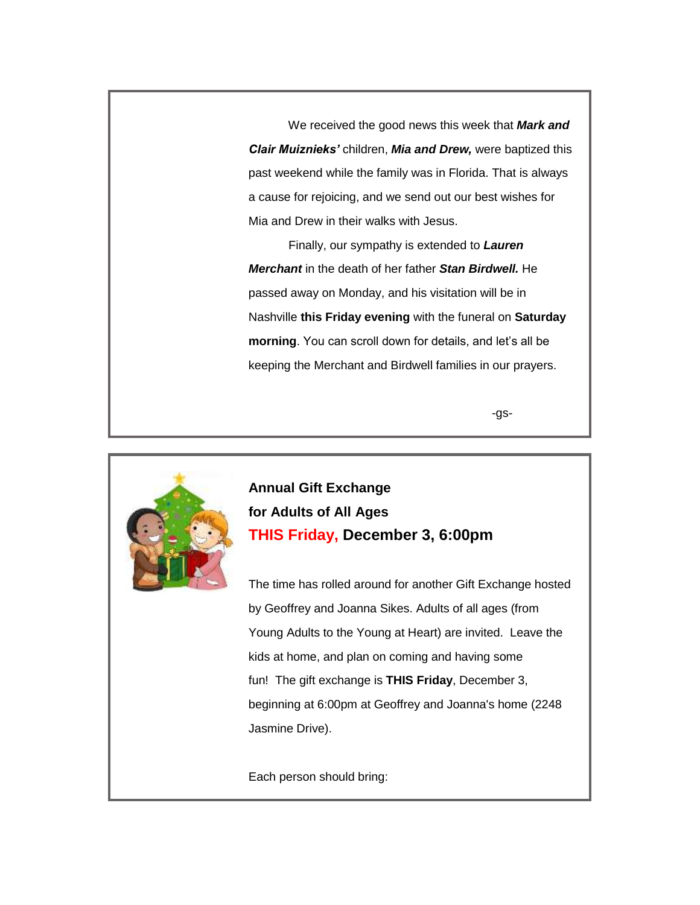We received the good news this week that ***Mark and Clair Muiznieks'*** children, ***Mia and Drew,*** were baptized this past weekend while the family was in Florida. That is always a cause for rejoicing, and we send out our best wishes for Mia and Drew in their walks with Jesus.

Finally, our sympathy is extended to ***Lauren Merchant*** in the death of her father ***Stan Birdwell.*** He passed away on Monday, and his visitation will be in Nashville **this Friday evening** with the funeral on **Saturday morning**. You can scroll down for details, and let's all be keeping the Merchant and Birdwell families in our prayers.

-gs-

---

**Annual Gift Exchange**
**for Adults of All Ages**
**THIS Friday, December 3, 6:00pm**

The time has rolled around for another Gift Exchange hosted by Geoffrey and Joanna Sikes. Adults of all ages (from Young Adults to the Young at Heart) are invited. Leave the kids at home, and plan on coming and having some fun! The gift exchange is **THIS Friday**, December 3, beginning at 6:00pm at Geoffrey and Joanna's home (2248 Jasmine Drive).

Each person should bring: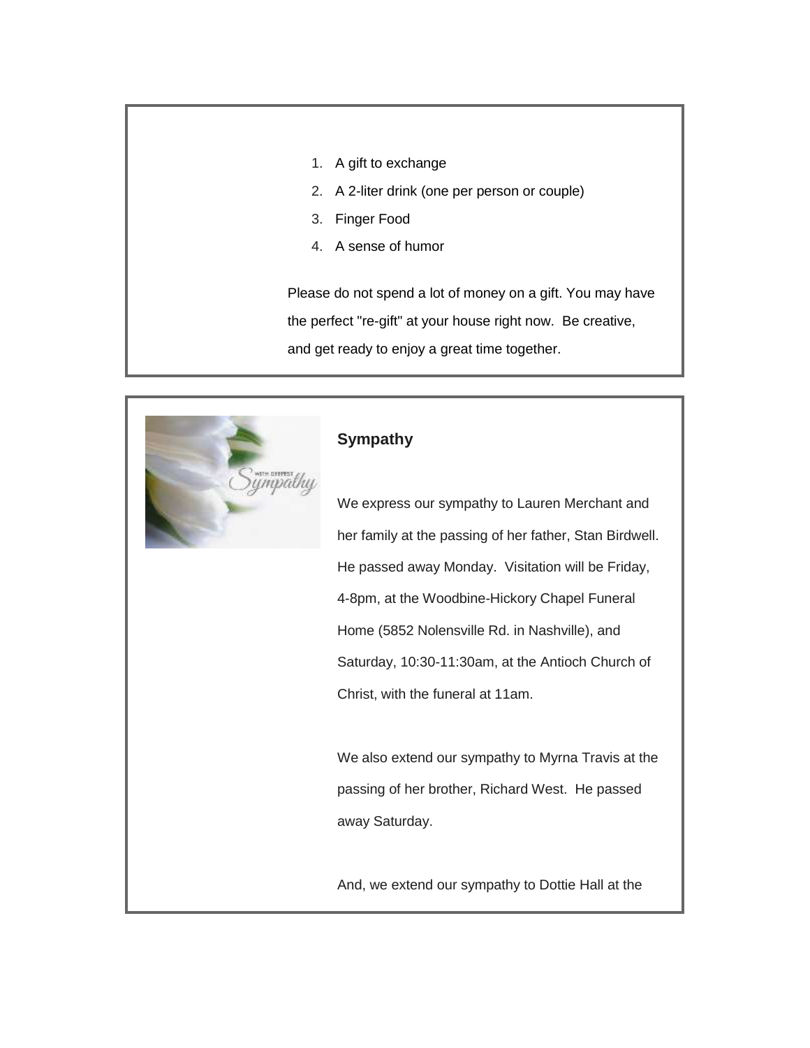1. A gift to exchange
2. A 2-liter drink (one per person or couple)
3. Finger Food
4. A sense of humor

Please do not spend a lot of money on a gift. You may have the perfect "re-gift" at your house right now. Be creative, and get ready to enjoy a great time together.

### Sympathy

We express our sympathy to Lauren Merchant and her family at the passing of her father, Stan Birdwell. He passed away Monday. Visitation will be Friday, 4-8pm, at the Woodbine-Hickory Chapel Funeral Home (5852 Nolensville Rd. in Nashville), and Saturday, 10:30-11:30am, at the Antioch Church of Christ, with the funeral at 11am.

We also extend our sympathy to Myrna Travis at the passing of her brother, Richard West. He passed away Saturday.

And, we extend our sympathy to Dottie Hall at the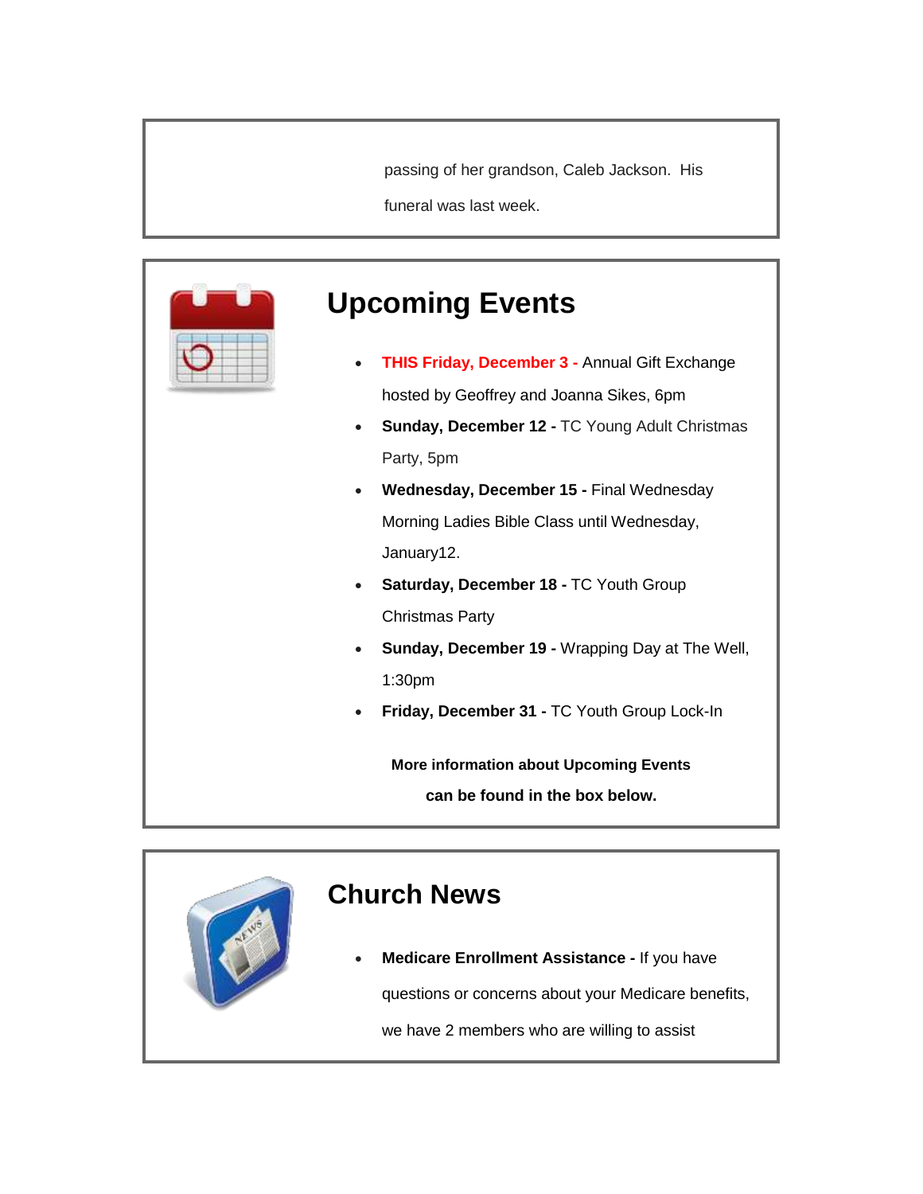passing of her grandson, Caleb Jackson. His funeral was last week.

## Upcoming Events

- **THIS Friday, December 3 -** Annual Gift Exchange hosted by Geoffrey and Joanna Sikes, 6pm
- **Sunday, December 12 -** TC Young Adult Christmas Party, 5pm
- **Wednesday, December 15 -** Final Wednesday Morning Ladies Bible Class until Wednesday, January12.
- **Saturday, December 18 -** TC Youth Group Christmas Party
- **Sunday, December 19 -** Wrapping Day at The Well, 1:30pm
- **Friday, December 31 -** TC Youth Group Lock-In

**More information about Upcoming Events can be found in the box below.**

## Church News

- **Medicare Enrollment Assistance -** If you have questions or concerns about your Medicare benefits, we have 2 members who are willing to assist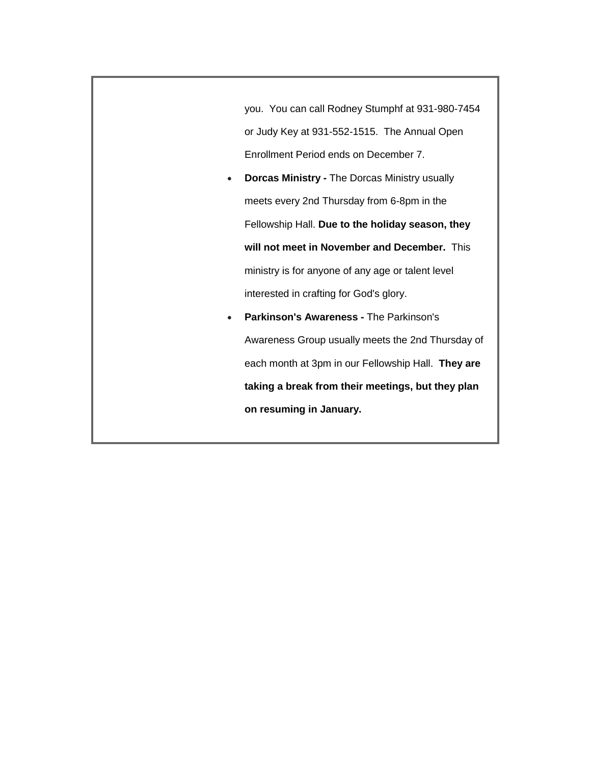you. You can call Rodney Stumphf at 931-980-7454 or Judy Key at 931-552-1515. The Annual Open Enrollment Period ends on December 7.

- **Dorcas Ministry -** The Dorcas Ministry usually meets every 2nd Thursday from 6-8pm in the Fellowship Hall. **Due to the holiday season, they will not meet in November and December.** This ministry is for anyone of any age or talent level interested in crafting for God's glory.
- **Parkinson's Awareness -** The Parkinson's Awareness Group usually meets the 2nd Thursday of each month at 3pm in our Fellowship Hall. **They are taking a break from their meetings, but they plan on resuming in January.**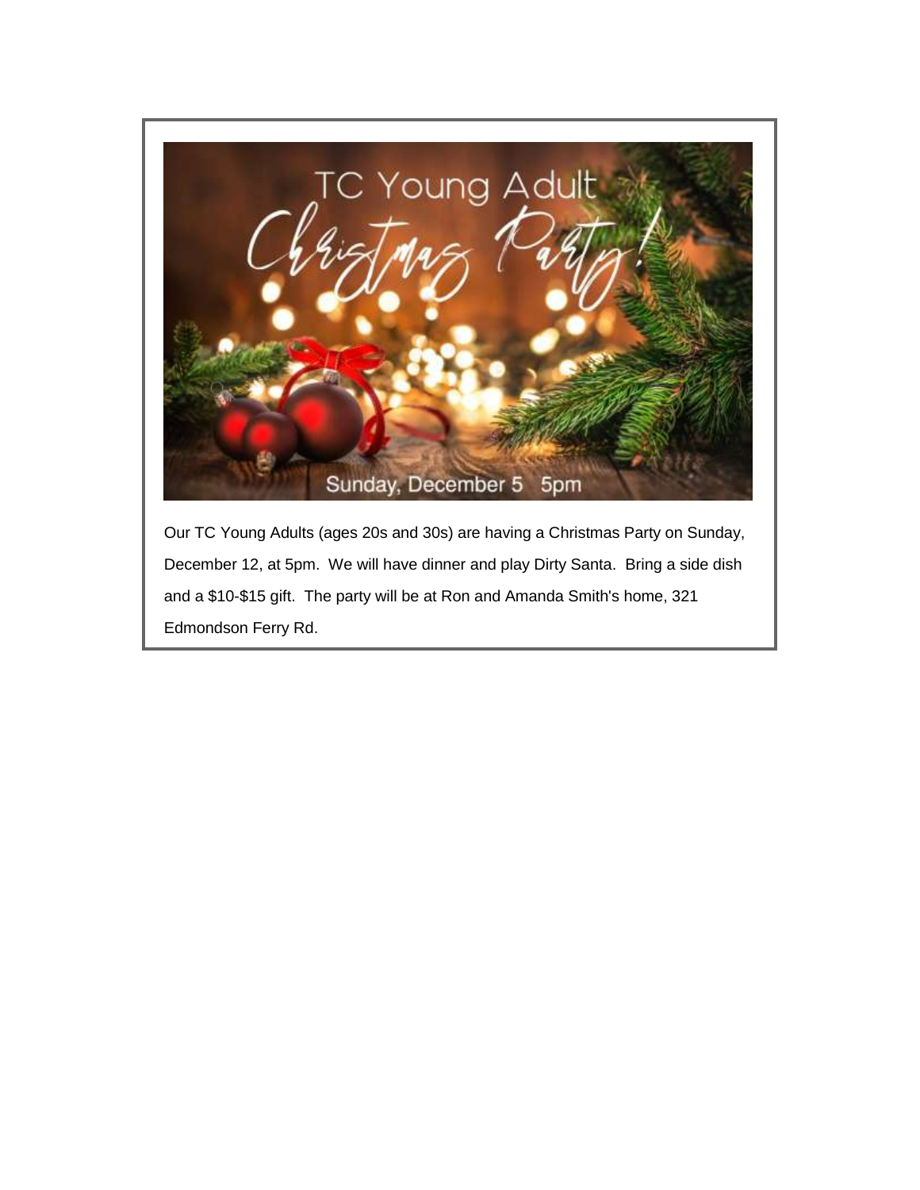# TC Young Adult Christmas Party!

Sunday, December 5 5pm

Our TC Young Adults (ages 20s and 30s) are having a Christmas Party on Sunday, December 12, at 5pm. We will have dinner and play Dirty Santa. Bring a side dish and a $10-$15 gift. The party will be at Ron and Amanda Smith's home, 321 Edmondson Ferry Rd.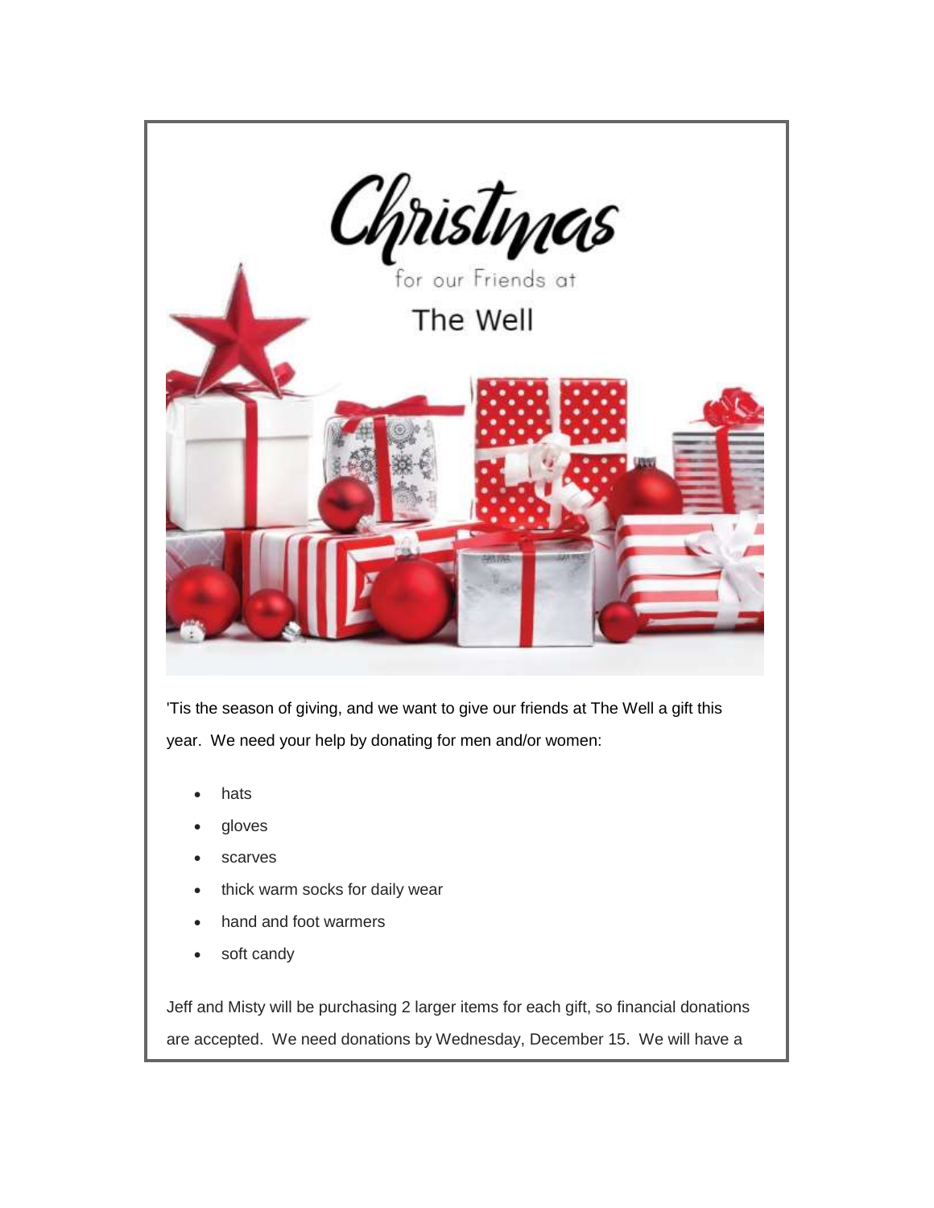# Christmas

for our Friends at

## The Well

'Tis the season of giving, and we want to give our friends at The Well a gift this year. We need your help by donating for men and/or women:

- hats
- gloves
- scarves
- thick warm socks for daily wear
- hand and foot warmers
- soft candy

Jeff and Misty will be purchasing 2 larger items for each gift, so financial donations are accepted. We need donations by Wednesday, December 15. We will have a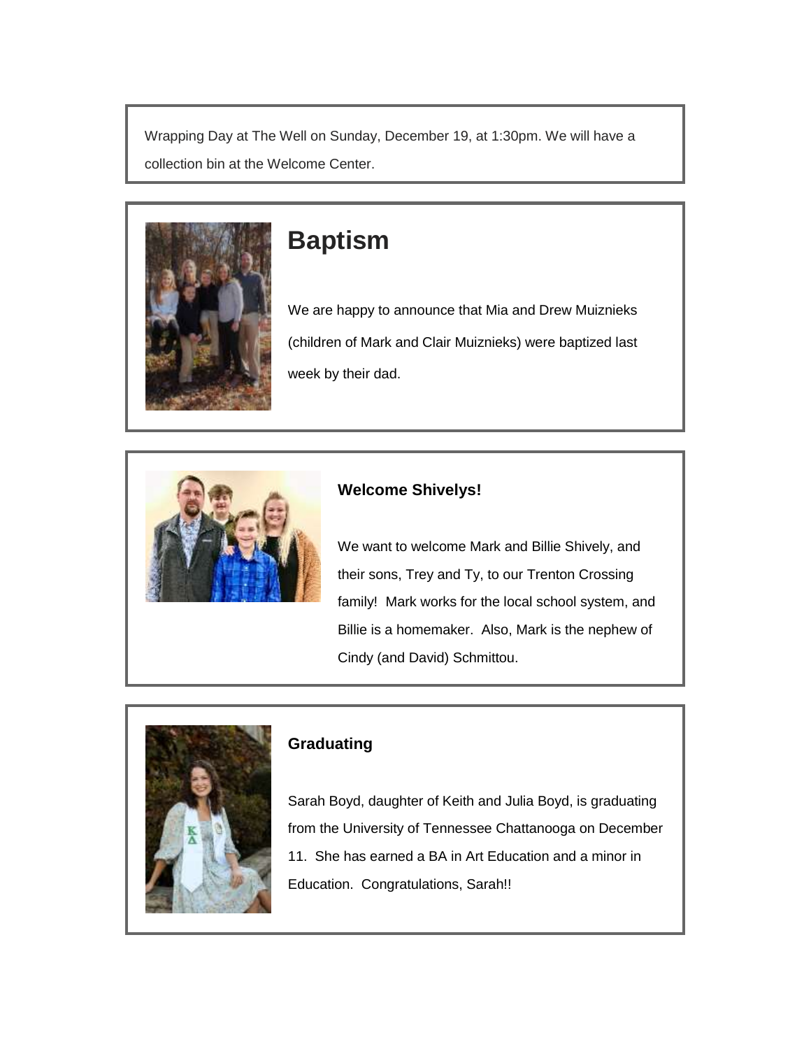Wrapping Day at The Well on Sunday, December 19, at 1:30pm. We will have a collection bin at the Welcome Center.

# Baptism

We are happy to announce that Mia and Drew Muiznieks (children of Mark and Clair Muiznieks) were baptized last week by their dad.

**Welcome Shivelys!**

We want to welcome Mark and Billie Shively, and their sons, Trey and Ty, to our Trenton Crossing family!  Mark works for the local school system, and Billie is a homemaker.  Also, Mark is the nephew of Cindy (and David) Schmittou.

**Graduating**

Sarah Boyd, daughter of Keith and Julia Boyd, is graduating from the University of Tennessee Chattanooga on December 11.  She has earned a BA in Art Education and a minor in Education.  Congratulations, Sarah!!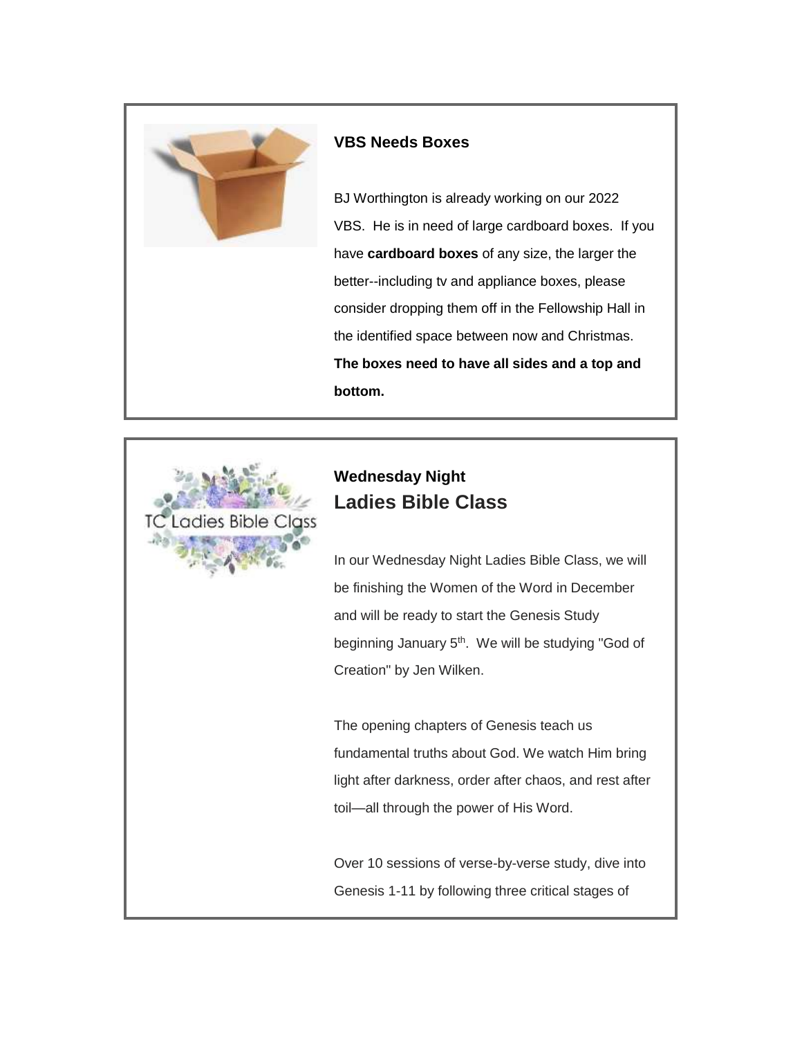### VBS Needs Boxes

BJ Worthington is already working on our 2022 VBS. He is in need of large cardboard boxes. If you have **cardboard boxes** of any size, the larger the better--including tv and appliance boxes, please consider dropping them off in the Fellowship Hall in the identified space between now and Christmas. **The boxes need to have all sides and a top and bottom.**

### Wednesday Night
## Ladies Bible Class

In our Wednesday Night Ladies Bible Class, we will be finishing the Women of the Word in December and will be ready to start the Genesis Study beginning January 5th. We will be studying "God of Creation" by Jen Wilken.

The opening chapters of Genesis teach us fundamental truths about God. We watch Him bring light after darkness, order after chaos, and rest after toil—all through the power of His Word.

Over 10 sessions of verse-by-verse study, dive into Genesis 1-11 by following three critical stages of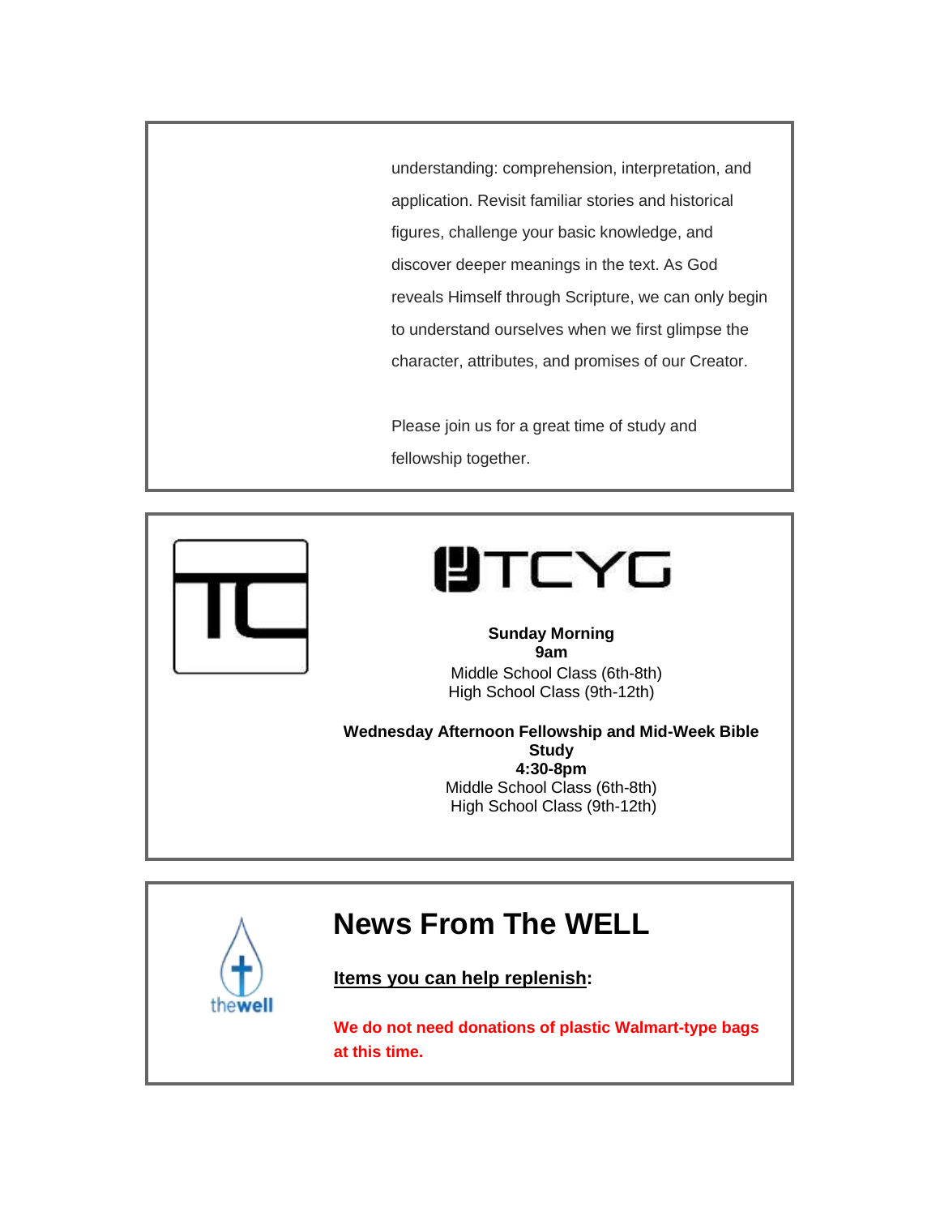understanding: comprehension, interpretation, and application. Revisit familiar stories and historical figures, challenge your basic knowledge, and discover deeper meanings in the text. As God reveals Himself through Scripture, we can only begin to understand ourselves when we first glimpse the character, attributes, and promises of our Creator.

Please join us for a great time of study and fellowship together.

TCYG

**Sunday Morning**
**9am**
Middle School Class (6th-8th)
High School Class (9th-12th)

**Wednesday Afternoon Fellowship and Mid-Week Bible Study**
**4:30-8pm**
Middle School Class (6th-8th)
High School Class (9th-12th)

# News From The WELL

**Items you can help replenish:**

**We do not need donations of plastic Walmart-type bags at this time.**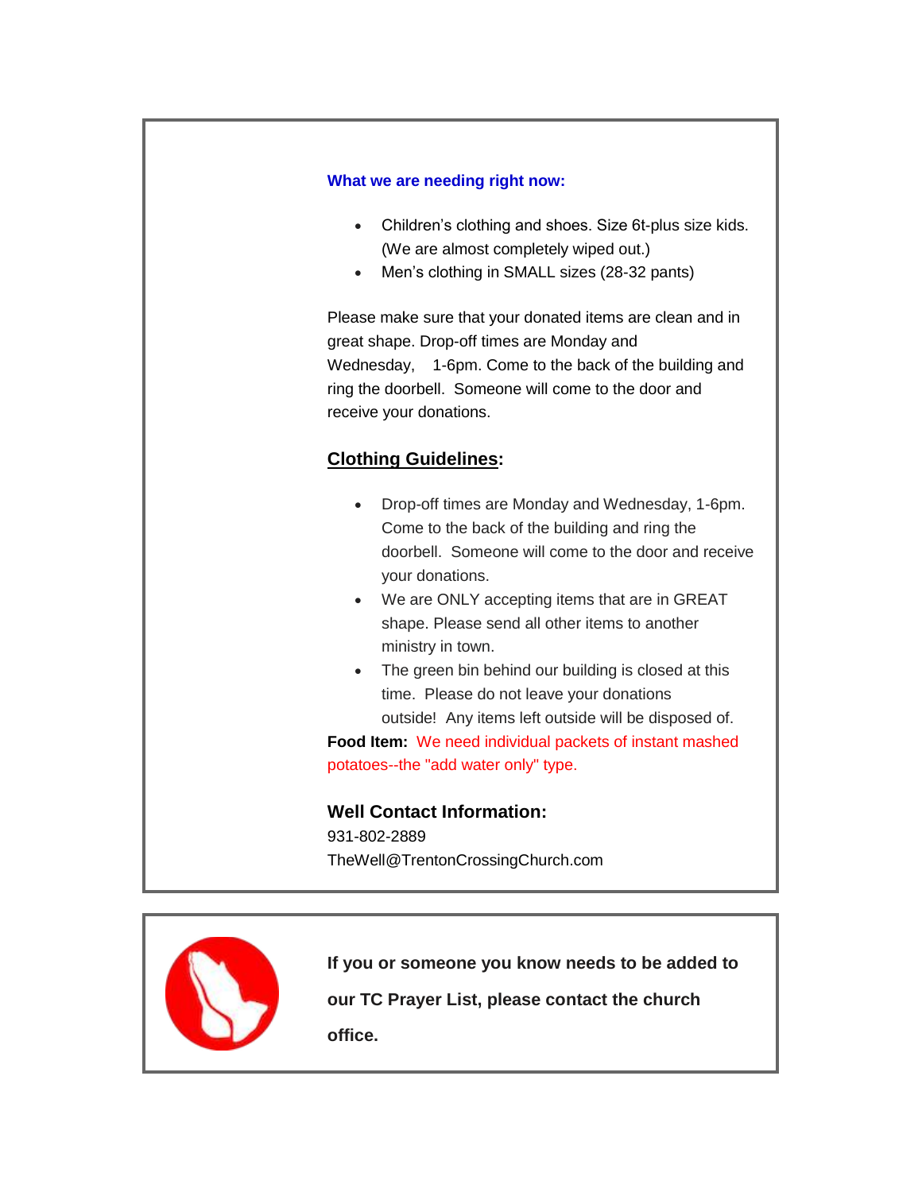**What we are needing right now:**

- Children's clothing and shoes. Size 6t-plus size kids. (We are almost completely wiped out.)
- Men's clothing in SMALL sizes (28-32 pants)

Please make sure that your donated items are clean and in great shape. Drop-off times are Monday and Wednesday, 1-6pm. Come to the back of the building and ring the doorbell. Someone will come to the door and receive your donations.

## Clothing Guidelines:

- Drop-off times are Monday and Wednesday, 1-6pm. Come to the back of the building and ring the doorbell. Someone will come to the door and receive your donations.
- We are ONLY accepting items that are in GREAT shape. Please send all other items to another ministry in town.
- The green bin behind our building is closed at this time. Please do not leave your donations outside! Any items left outside will be disposed of.

**Food Item:** We need individual packets of instant mashed potatoes--the "add water only" type.

### Well Contact Information:

931-802-2889
TheWell@TrentonCrossingChurch.com

**If you or someone you know needs to be added to our TC Prayer List, please contact the church office.**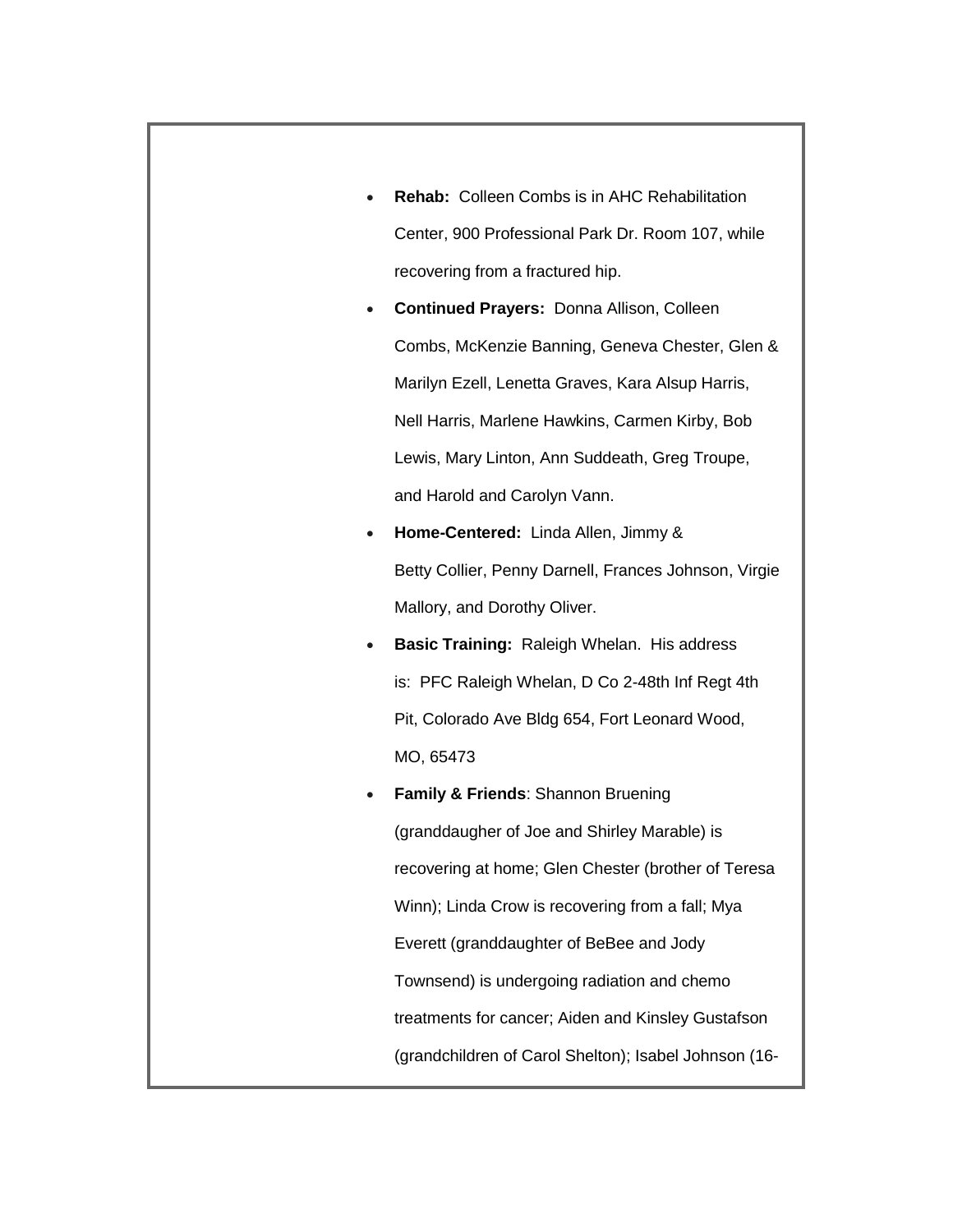- **Rehab:** Colleen Combs is in AHC Rehabilitation Center, 900 Professional Park Dr. Room 107, while recovering from a fractured hip.
- **Continued Prayers:** Donna Allison, Colleen Combs, McKenzie Banning, Geneva Chester, Glen & Marilyn Ezell, Lenetta Graves, Kara Alsup Harris, Nell Harris, Marlene Hawkins, Carmen Kirby, Bob Lewis, Mary Linton, Ann Suddeath, Greg Troupe, and Harold and Carolyn Vann.
- **Home-Centered:** Linda Allen, Jimmy & Betty Collier, Penny Darnell, Frances Johnson, Virgie Mallory, and Dorothy Oliver.
- **Basic Training:** Raleigh Whelan. His address is: PFC Raleigh Whelan, D Co 2-48th Inf Regt 4th Plt, Colorado Ave Bldg 654, Fort Leonard Wood, MO, 65473
- **Family & Friends**: Shannon Bruening (granddaugher of Joe and Shirley Marable) is recovering at home; Glen Chester (brother of Teresa Winn); Linda Crow is recovering from a fall; Mya Everett (granddaughter of BeBee and Jody Townsend) is undergoing radiation and chemo treatments for cancer; Aiden and Kinsley Gustafson (grandchildren of Carol Shelton); Isabel Johnson (16-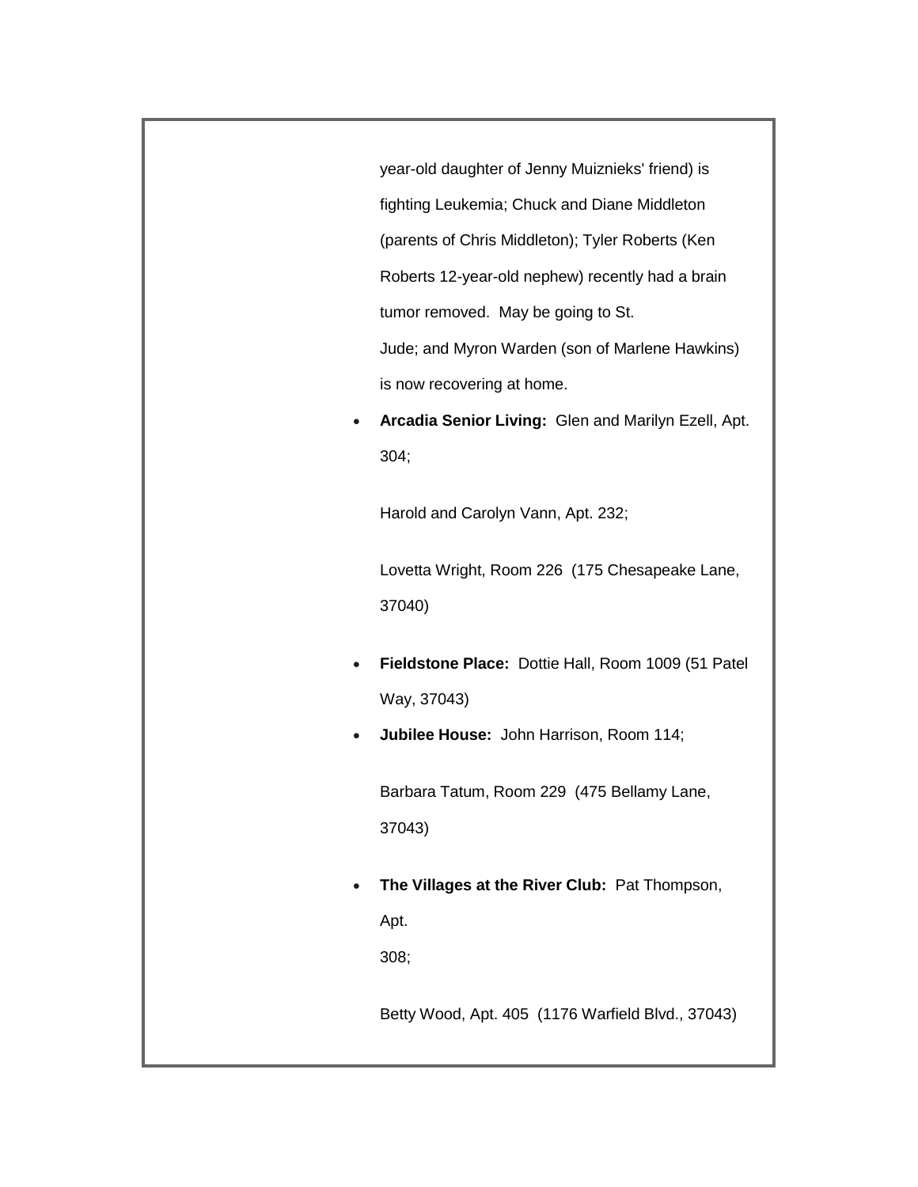year-old daughter of Jenny Muiznieks' friend) is fighting Leukemia; Chuck and Diane Middleton (parents of Chris Middleton); Tyler Roberts (Ken Roberts 12-year-old nephew) recently had a brain tumor removed. May be going to St. Jude; and Myron Warden (son of Marlene Hawkins) is now recovering at home.

- **Arcadia Senior Living:** Glen and Marilyn Ezell, Apt. 304;

  Harold and Carolyn Vann, Apt. 232;

  Lovetta Wright, Room 226 (175 Chesapeake Lane, 37040)

- **Fieldstone Place:** Dottie Hall, Room 1009 (51 Patel Way, 37043)
- **Jubilee House:** John Harrison, Room 114;

  Barbara Tatum, Room 229 (475 Bellamy Lane, 37043)

- **The Villages at the River Club:** Pat Thompson, Apt. 308;

  Betty Wood, Apt. 405 (1176 Warfield Blvd., 37043)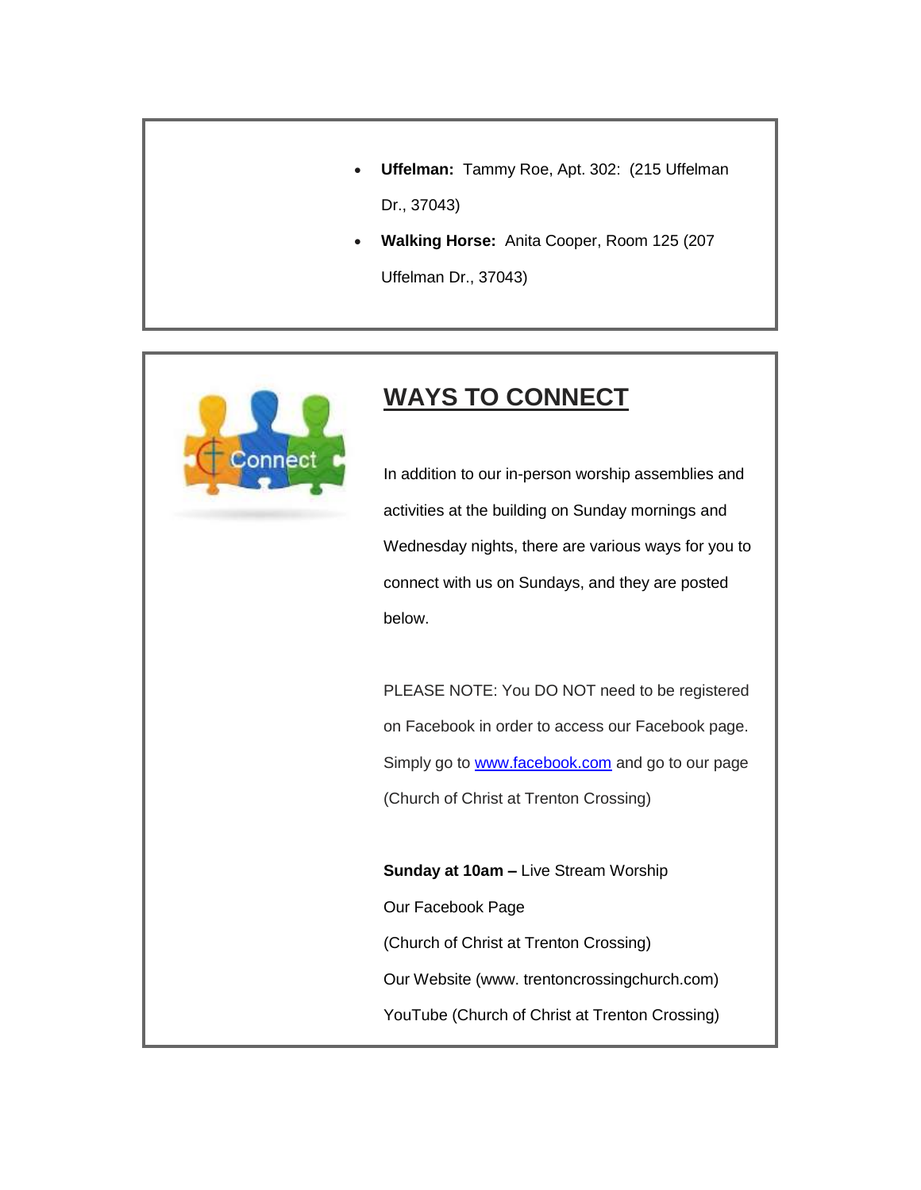- **Uffelman:** Tammy Roe, Apt. 302: (215 Uffelman Dr., 37043)
- **Walking Horse:** Anita Cooper, Room 125 (207 Uffelman Dr., 37043)

## WAYS TO CONNECT

In addition to our in-person worship assemblies and activities at the building on Sunday mornings and Wednesday nights, there are various ways for you to connect with us on Sundays, and they are posted below.

PLEASE NOTE: You DO NOT need to be registered on Facebook in order to access our Facebook page. Simply go to www.facebook.com and go to our page (Church of Christ at Trenton Crossing)

**Sunday at 10am –** Live Stream Worship

Our Facebook Page

(Church of Christ at Trenton Crossing)

Our Website (www. trentoncrossingchurch.com)

YouTube (Church of Christ at Trenton Crossing)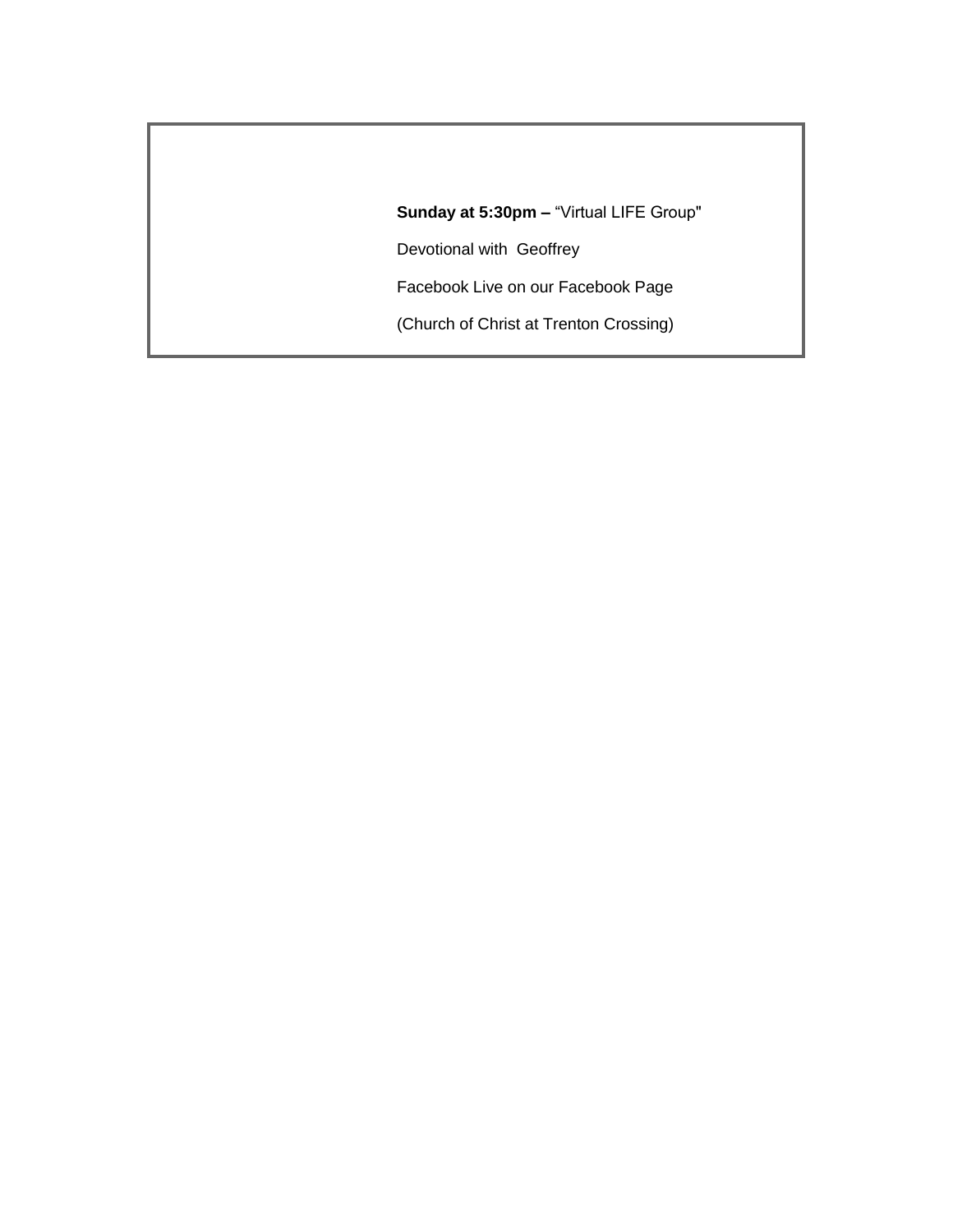**Sunday at 5:30pm –** “Virtual LIFE Group"

Devotional with Geoffrey

Facebook Live on our Facebook Page

(Church of Christ at Trenton Crossing)